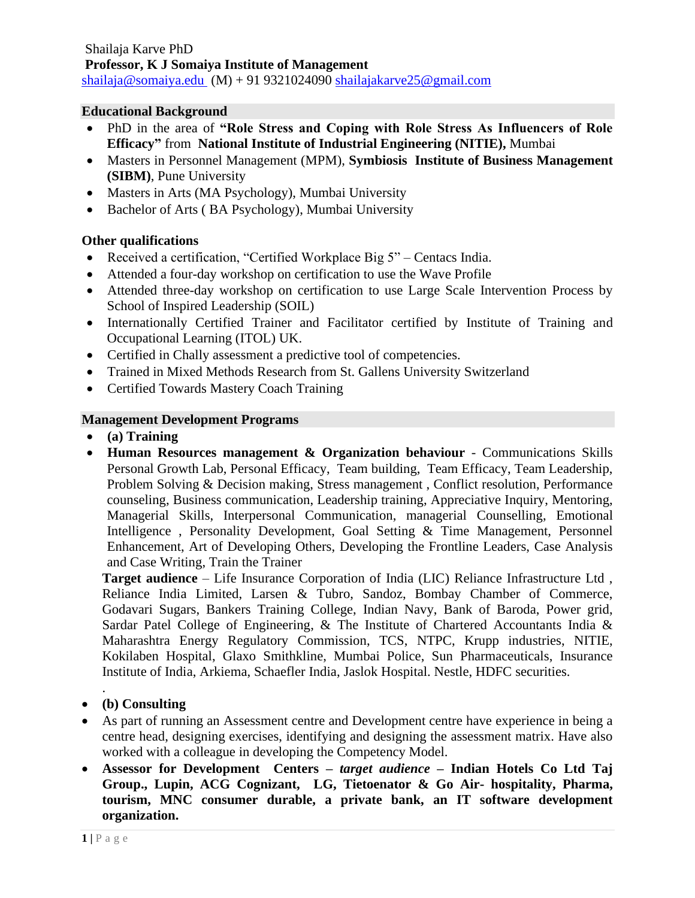Shailaja Karve PhD

**Professor, K J Somaiya Institute of Management**

shailaja@somaiya.edu (M) + 91 9321024090 shailajakarve25@gmail.com

## Educational Background

- PhD in the area of **"Role Stress and Coping with Role Stress As Influencers of Role Efficacy"** from **National Institute of Industrial Engineering (NITIE),** Mumbai
- Masters in Personnel Management (MPM), **Symbiosis Institute of Business Management (SIBM)**, Pune University
- Masters in Arts (MA Psychology), Mumbai University
- Bachelor of Arts ( BA Psychology), Mumbai University

## Other qualifications

- Received a certification, "Certified Workplace Big 5" – Centacs India.
- Attended a four-day workshop on certification to use the Wave Profile
- Attended three-day workshop on certification to use Large Scale Intervention Process by School of Inspired Leadership (SOIL)
- Internationally Certified Trainer and Facilitator certified by Institute of Training and Occupational Learning (ITOL) UK.
- Certified in Chally assessment a predictive tool of competencies.
- Trained in Mixed Methods Research from St. Gallens University Switzerland
- Certified Towards Mastery Coach Training

## Management Development Programs

- **(a) Training**
- **Human Resources management & Organization behaviour** - Communications Skills Personal Growth Lab, Personal Efficacy, Team building, Team Efficacy, Team Leadership, Problem Solving & Decision making, Stress management , Conflict resolution, Performance counseling, Business communication, Leadership training, Appreciative Inquiry, Mentoring, Managerial Skills, Interpersonal Communication, managerial Counselling, Emotional Intelligence , Personality Development, Goal Setting & Time Management, Personnel Enhancement, Art of Developing Others, Developing the Frontline Leaders, Case Analysis and Case Writing, Train the Trainer

  **Target audience** – Life Insurance Corporation of India (LIC) Reliance Infrastructure Ltd , Reliance India Limited, Larsen & Tubro, Sandoz, Bombay Chamber of Commerce, Godavari Sugars, Bankers Training College, Indian Navy, Bank of Baroda, Power grid, Sardar Patel College of Engineering, & The Institute of Chartered Accountants India & Maharashtra Energy Regulatory Commission, TCS, NTPC, Krupp industries, NITIE, Kokilaben Hospital, Glaxo Smithkline, Mumbai Police, Sun Pharmaceuticals, Insurance Institute of India, Arkiema, Schaefler India, Jaslok Hospital. Nestle, HDFC securities.

.

- **(b) Consulting**
- As part of running an Assessment centre and Development centre have experience in being a centre head, designing exercises, identifying and designing the assessment matrix. Have also worked with a colleague in developing the Competency Model.
- **Assessor for Development Centers –** ***target audience*** **– Indian Hotels Co Ltd Taj Group., Lupin, ACG Cognizant, LG, Tietoenator & Go Air- hospitality, Pharma, tourism, MNC consumer durable, a private bank, an IT software development organization.**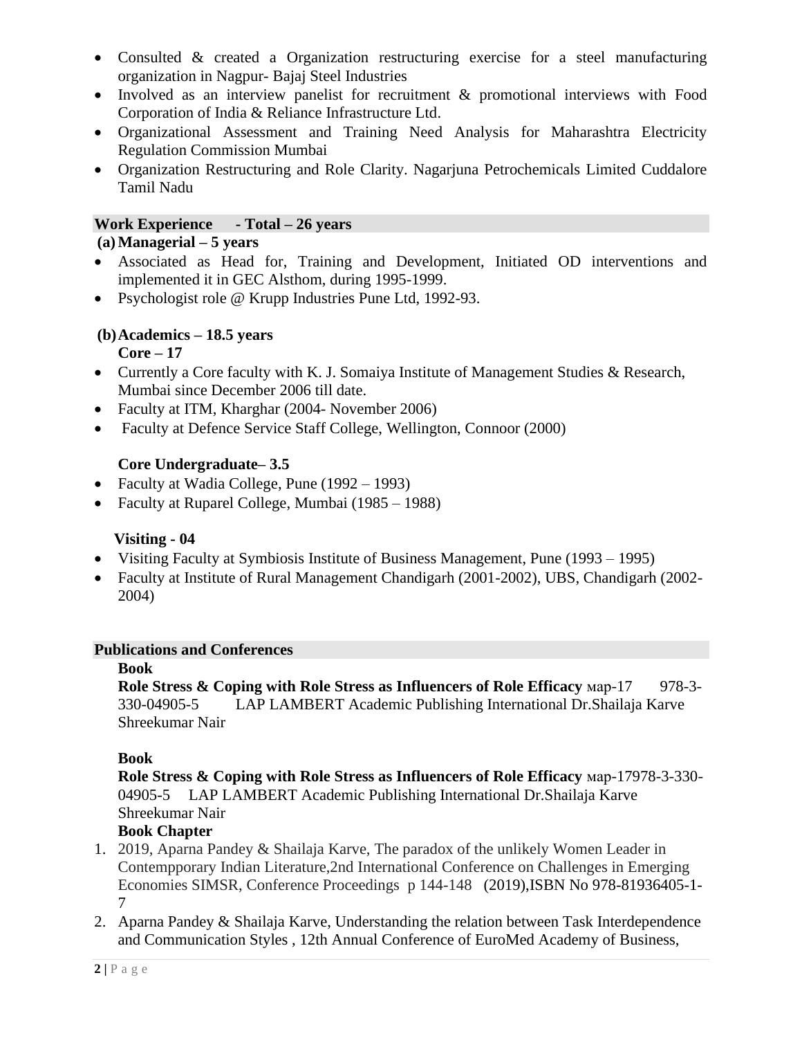- Consulted & created a Organization restructuring exercise for a steel manufacturing organization in Nagpur- Bajaj Steel Industries
- Involved as an interview panelist for recruitment & promotional interviews with Food Corporation of India & Reliance Infrastructure Ltd.
- Organizational Assessment and Training Need Analysis for Maharashtra Electricity Regulation Commission Mumbai
- Organization Restructuring and Role Clarity. Nagarjuna Petrochemicals Limited Cuddalore Tamil Nadu

## Work Experience - Total – 26 years

**(a) Managerial – 5 years**

- Associated as Head for, Training and Development, Initiated OD interventions and implemented it in GEC Alsthom, during 1995-1999.
- Psychologist role @ Krupp Industries Pune Ltd, 1992-93.

**(b) Academics – 18.5 years**

**Core – 17**

- Currently a Core faculty with K. J. Somaiya Institute of Management Studies & Research, Mumbai since December 2006 till date.
- Faculty at ITM, Kharghar (2004- November 2006)
- Faculty at Defence Service Staff College, Wellington, Connoor (2000)

**Core Undergraduate– 3.5**

- Faculty at Wadia College, Pune (1992 – 1993)
- Faculty at Ruparel College, Mumbai (1985 – 1988)

**Visiting - 04**

- Visiting Faculty at Symbiosis Institute of Business Management, Pune (1993 – 1995)
- Faculty at Institute of Rural Management Chandigarh (2001-2002), UBS, Chandigarh (2002-2004)

## Publications and Conferences

**Book**

**Role Stress & Coping with Role Stress as Influencers of Role Efficacy** мар-17 978-3-330-04905-5 LAP LAMBERT Academic Publishing International Dr.Shailaja Karve Shreekumar Nair

**Book**

**Role Stress & Coping with Role Stress as Influencers of Role Efficacy** мар-17978-3-330-04905-5 LAP LAMBERT Academic Publishing International Dr.Shailaja Karve Shreekumar Nair

**Book Chapter**

1. 2019, Aparna Pandey & Shailaja Karve, The paradox of the unlikely Women Leader in Contempporary Indian Literature,2nd International Conference on Challenges in Emerging Economies SIMSR, Conference Proceedings p 144-148 (2019),ISBN No 978-81936405-1-7
2. Aparna Pandey & Shailaja Karve, Understanding the relation between Task Interdependence and Communication Styles , 12th Annual Conference of EuroMed Academy of Business,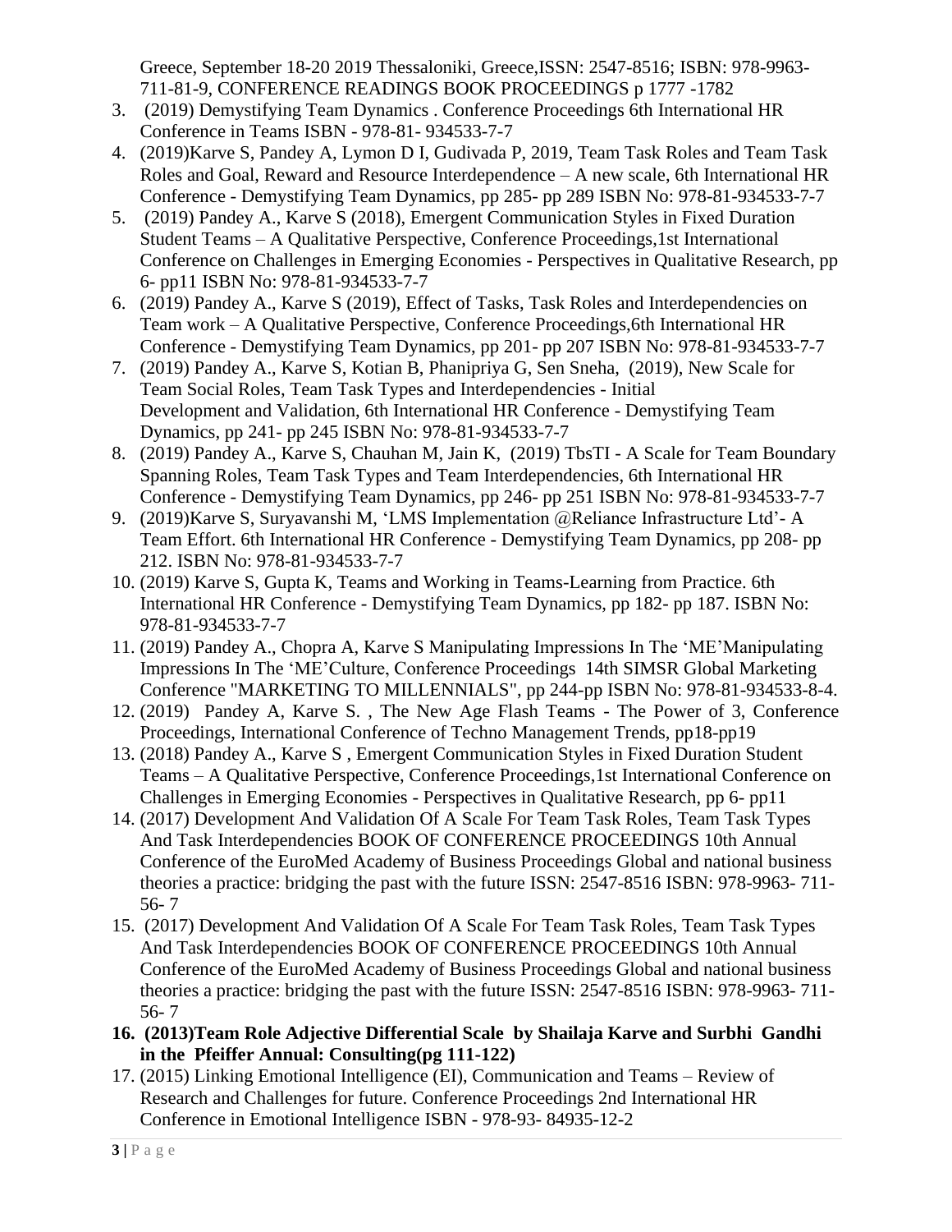Greece, September 18-20 2019 Thessaloniki, Greece,ISSN: 2547-8516; ISBN: 978-9963-711-81-9, CONFERENCE READINGS BOOK PROCEEDINGS p 1777 -1782

3. (2019) Demystifying Team Dynamics . Conference Proceedings 6th International HR Conference in Teams ISBN - 978-81- 934533-7-7
4. (2019)Karve S, Pandey A, Lymon D I, Gudivada P, 2019, Team Task Roles and Team Task Roles and Goal, Reward and Resource Interdependence – A new scale, 6th International HR Conference - Demystifying Team Dynamics, pp 285- pp 289 ISBN No: 978-81-934533-7-7
5. (2019) Pandey A., Karve S (2018), Emergent Communication Styles in Fixed Duration Student Teams – A Qualitative Perspective, Conference Proceedings,1st International Conference on Challenges in Emerging Economies - Perspectives in Qualitative Research, pp 6- pp11 ISBN No: 978-81-934533-7-7
6. (2019) Pandey A., Karve S (2019), Effect of Tasks, Task Roles and Interdependencies on Team work – A Qualitative Perspective, Conference Proceedings,6th International HR Conference - Demystifying Team Dynamics, pp 201- pp 207 ISBN No: 978-81-934533-7-7
7. (2019) Pandey A., Karve S, Kotian B, Phanipriya G, Sen Sneha, (2019), New Scale for Team Social Roles, Team Task Types and Interdependencies - Initial Development and Validation, 6th International HR Conference - Demystifying Team Dynamics, pp 241- pp 245 ISBN No: 978-81-934533-7-7
8. (2019) Pandey A., Karve S, Chauhan M, Jain K, (2019) TbsTI - A Scale for Team Boundary Spanning Roles, Team Task Types and Team Interdependencies, 6th International HR Conference - Demystifying Team Dynamics, pp 246- pp 251 ISBN No: 978-81-934533-7-7
9. (2019)Karve S, Suryavanshi M, 'LMS Implementation @Reliance Infrastructure Ltd'- A Team Effort. 6th International HR Conference - Demystifying Team Dynamics, pp 208- pp 212. ISBN No: 978-81-934533-7-7
10. (2019) Karve S, Gupta K, Teams and Working in Teams-Learning from Practice. 6th International HR Conference - Demystifying Team Dynamics, pp 182- pp 187. ISBN No: 978-81-934533-7-7
11. (2019) Pandey A., Chopra A, Karve S Manipulating Impressions In The 'ME'Manipulating Impressions In The 'ME'Culture, Conference Proceedings 14th SIMSR Global Marketing Conference "MARKETING TO MILLENNIALS", pp 244-pp ISBN No: 978-81-934533-8-4.
12. (2019) Pandey A, Karve S. , The New Age Flash Teams - The Power of 3, Conference Proceedings, International Conference of Techno Management Trends, pp18-pp19
13. (2018) Pandey A., Karve S , Emergent Communication Styles in Fixed Duration Student Teams – A Qualitative Perspective, Conference Proceedings,1st International Conference on Challenges in Emerging Economies - Perspectives in Qualitative Research, pp 6- pp11
14. (2017) Development And Validation Of A Scale For Team Task Roles, Team Task Types And Task Interdependencies BOOK OF CONFERENCE PROCEEDINGS 10th Annual Conference of the EuroMed Academy of Business Proceedings Global and national business theories a practice: bridging the past with the future ISSN: 2547-8516 ISBN: 978-9963- 711-56- 7
15. (2017) Development And Validation Of A Scale For Team Task Roles, Team Task Types And Task Interdependencies BOOK OF CONFERENCE PROCEEDINGS 10th Annual Conference of the EuroMed Academy of Business Proceedings Global and national business theories a practice: bridging the past with the future ISSN: 2547-8516 ISBN: 978-9963- 711-56- 7
16. **(2013)Team Role Adjective Differential Scale by Shailaja Karve and Surbhi Gandhi in the Pfeiffer Annual: Consulting(pg 111-122)**
17. (2015) Linking Emotional Intelligence (EI), Communication and Teams – Review of Research and Challenges for future. Conference Proceedings 2nd International HR Conference in Emotional Intelligence ISBN - 978-93- 84935-12-2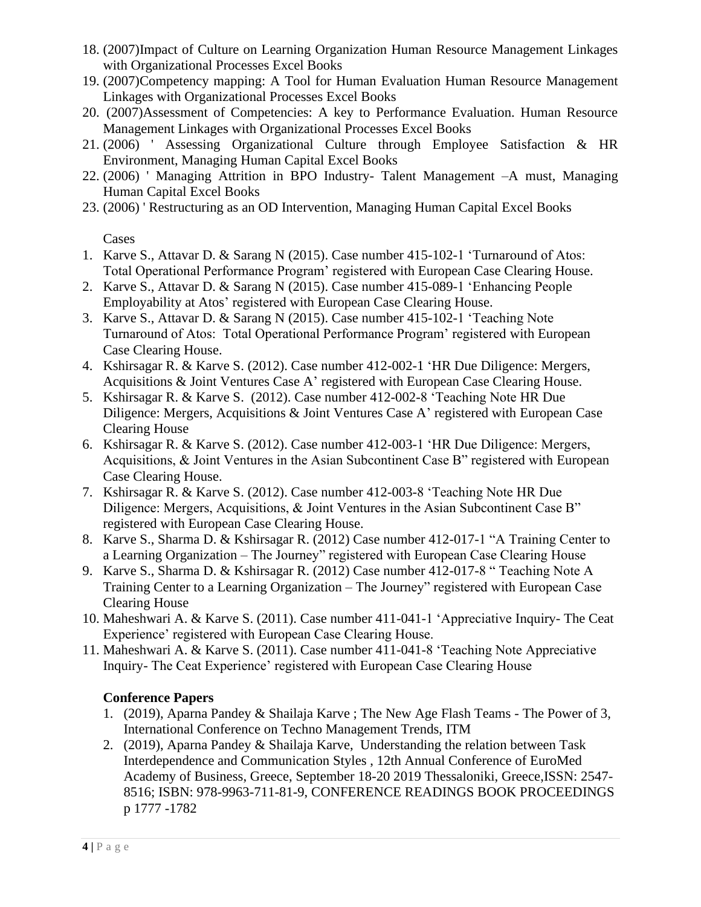18. (2007)Impact of Culture on Learning Organization Human Resource Management Linkages with Organizational Processes Excel Books
19. (2007)Competency mapping: A Tool for Human Evaluation Human Resource Management Linkages with Organizational Processes Excel Books
20. (2007)Assessment of Competencies: A key to Performance Evaluation. Human Resource Management Linkages with Organizational Processes Excel Books
21. (2006) ' Assessing Organizational Culture through Employee Satisfaction & HR Environment, Managing Human Capital Excel Books
22. (2006) ' Managing Attrition in BPO Industry- Talent Management –A must, Managing Human Capital Excel Books
23. (2006) ' Restructuring as an OD Intervention, Managing Human Capital Excel Books

Cases

1. Karve S., Attavar D. & Sarang N (2015). Case number 415-102-1 'Turnaround of Atos: Total Operational Performance Program' registered with European Case Clearing House.
2. Karve S., Attavar D. & Sarang N (2015). Case number 415-089-1 'Enhancing People Employability at Atos' registered with European Case Clearing House.
3. Karve S., Attavar D. & Sarang N (2015). Case number 415-102-1 'Teaching Note Turnaround of Atos: Total Operational Performance Program' registered with European Case Clearing House.
4. Kshirsagar R. & Karve S. (2012). Case number 412-002-1 'HR Due Diligence: Mergers, Acquisitions & Joint Ventures Case A' registered with European Case Clearing House.
5. Kshirsagar R. & Karve S. (2012). Case number 412-002-8 'Teaching Note HR Due Diligence: Mergers, Acquisitions & Joint Ventures Case A' registered with European Case Clearing House
6. Kshirsagar R. & Karve S. (2012). Case number 412-003-1 'HR Due Diligence: Mergers, Acquisitions, & Joint Ventures in the Asian Subcontinent Case B" registered with European Case Clearing House.
7. Kshirsagar R. & Karve S. (2012). Case number 412-003-8 'Teaching Note HR Due Diligence: Mergers, Acquisitions, & Joint Ventures in the Asian Subcontinent Case B" registered with European Case Clearing House.
8. Karve S., Sharma D. & Kshirsagar R. (2012) Case number 412-017-1 "A Training Center to a Learning Organization – The Journey" registered with European Case Clearing House
9. Karve S., Sharma D. & Kshirsagar R. (2012) Case number 412-017-8 " Teaching Note A Training Center to a Learning Organization – The Journey" registered with European Case Clearing House
10. Maheshwari A. & Karve S. (2011). Case number 411-041-1 'Appreciative Inquiry- The Ceat Experience' registered with European Case Clearing House.
11. Maheshwari A. & Karve S. (2011). Case number 411-041-8 'Teaching Note Appreciative Inquiry- The Ceat Experience' registered with European Case Clearing House

**Conference Papers**

1. (2019), Aparna Pandey & Shailaja Karve ; The New Age Flash Teams - The Power of 3, International Conference on Techno Management Trends, ITM
2. (2019), Aparna Pandey & Shailaja Karve, Understanding the relation between Task Interdependence and Communication Styles , 12th Annual Conference of EuroMed Academy of Business, Greece, September 18-20 2019 Thessaloniki, Greece,ISSN: 2547-8516; ISBN: 978-9963-711-81-9, CONFERENCE READINGS BOOK PROCEEDINGS p 1777 -1782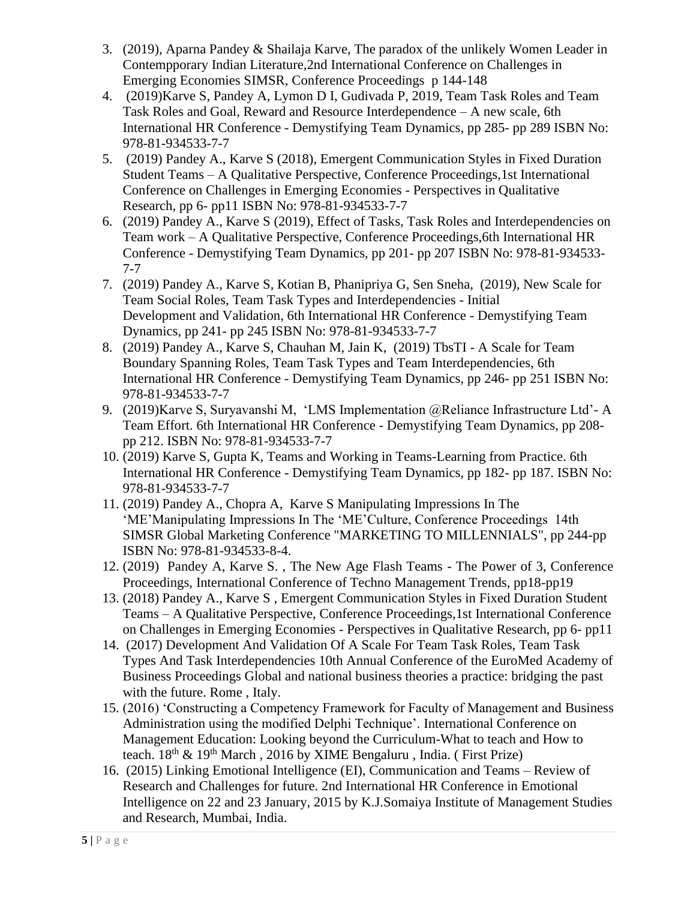3. (2019), Aparna Pandey & Shailaja Karve, The paradox of the unlikely Women Leader in Contempporary Indian Literature,2nd International Conference on Challenges in Emerging Economies SIMSR, Conference Proceedings p 144-148
4. (2019)Karve S, Pandey A, Lymon D I, Gudivada P, 2019, Team Task Roles and Team Task Roles and Goal, Reward and Resource Interdependence – A new scale, 6th International HR Conference - Demystifying Team Dynamics, pp 285- pp 289 ISBN No: 978-81-934533-7-7
5. (2019) Pandey A., Karve S (2018), Emergent Communication Styles in Fixed Duration Student Teams – A Qualitative Perspective, Conference Proceedings,1st International Conference on Challenges in Emerging Economies - Perspectives in Qualitative Research, pp 6- pp11 ISBN No: 978-81-934533-7-7
6. (2019) Pandey A., Karve S (2019), Effect of Tasks, Task Roles and Interdependencies on Team work – A Qualitative Perspective, Conference Proceedings,6th International HR Conference - Demystifying Team Dynamics, pp 201- pp 207 ISBN No: 978-81-934533-7-7
7. (2019) Pandey A., Karve S, Kotian B, Phanipriya G, Sen Sneha, (2019), New Scale for Team Social Roles, Team Task Types and Interdependencies - Initial Development and Validation, 6th International HR Conference - Demystifying Team Dynamics, pp 241- pp 245 ISBN No: 978-81-934533-7-7
8. (2019) Pandey A., Karve S, Chauhan M, Jain K, (2019) TbsTI - A Scale for Team Boundary Spanning Roles, Team Task Types and Team Interdependencies, 6th International HR Conference - Demystifying Team Dynamics, pp 246- pp 251 ISBN No: 978-81-934533-7-7
9. (2019)Karve S, Suryavanshi M, 'LMS Implementation @Reliance Infrastructure Ltd'- A Team Effort. 6th International HR Conference - Demystifying Team Dynamics, pp 208- pp 212. ISBN No: 978-81-934533-7-7
10. (2019) Karve S, Gupta K, Teams and Working in Teams-Learning from Practice. 6th International HR Conference - Demystifying Team Dynamics, pp 182- pp 187. ISBN No: 978-81-934533-7-7
11. (2019) Pandey A., Chopra A, Karve S Manipulating Impressions In The 'ME'Manipulating Impressions In The 'ME'Culture, Conference Proceedings 14th SIMSR Global Marketing Conference "MARKETING TO MILLENNIALS", pp 244-pp ISBN No: 978-81-934533-8-4.
12. (2019) Pandey A, Karve S. , The New Age Flash Teams - The Power of 3, Conference Proceedings, International Conference of Techno Management Trends, pp18-pp19
13. (2018) Pandey A., Karve S , Emergent Communication Styles in Fixed Duration Student Teams – A Qualitative Perspective, Conference Proceedings,1st International Conference on Challenges in Emerging Economies - Perspectives in Qualitative Research, pp 6- pp11
14. (2017) Development And Validation Of A Scale For Team Task Roles, Team Task Types And Task Interdependencies 10th Annual Conference of the EuroMed Academy of Business Proceedings Global and national business theories a practice: bridging the past with the future. Rome , Italy.
15. (2016) 'Constructing a Competency Framework for Faculty of Management and Business Administration using the modified Delphi Technique'. International Conference on Management Education: Looking beyond the Curriculum-What to teach and How to teach. 18th & 19th March , 2016 by XIME Bengaluru , India. ( First Prize)
16. (2015) Linking Emotional Intelligence (EI), Communication and Teams – Review of Research and Challenges for future. 2nd International HR Conference in Emotional Intelligence on 22 and 23 January, 2015 by K.J.Somaiya Institute of Management Studies and Research, Mumbai, India.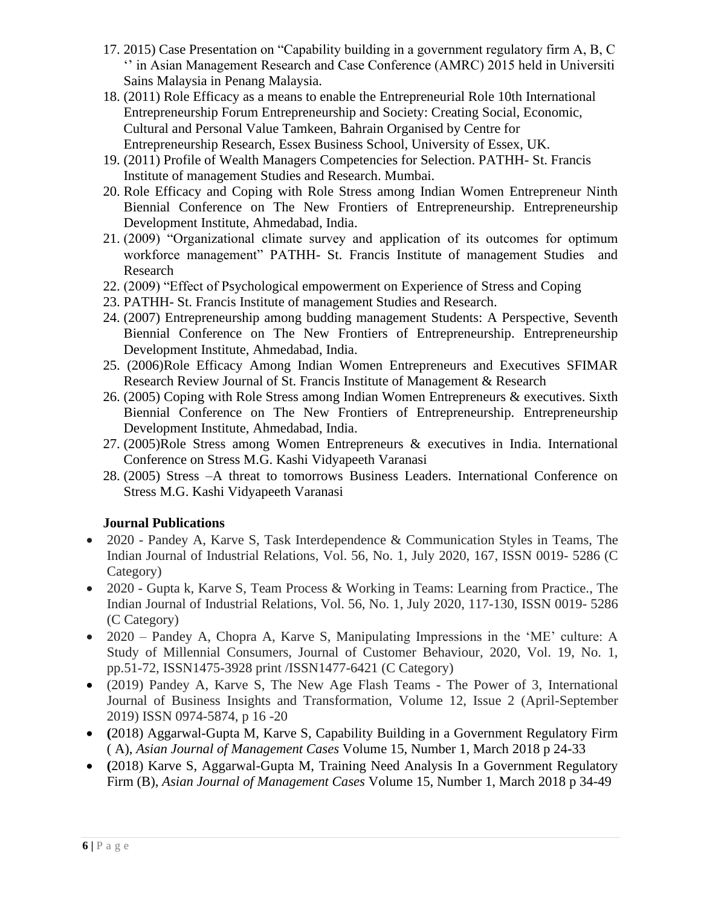17. 2015) Case Presentation on "Capability building in a government regulatory firm A, B, C '' in Asian Management Research and Case Conference (AMRC) 2015 held in Universiti Sains Malaysia in Penang Malaysia.
18. (2011) Role Efficacy as a means to enable the Entrepreneurial Role 10th International Entrepreneurship Forum Entrepreneurship and Society: Creating Social, Economic, Cultural and Personal Value Tamkeen, Bahrain Organised by Centre for Entrepreneurship Research, Essex Business School, University of Essex, UK.
19. (2011) Profile of Wealth Managers Competencies for Selection. PATHH- St. Francis Institute of management Studies and Research. Mumbai.
20. Role Efficacy and Coping with Role Stress among Indian Women Entrepreneur Ninth Biennial Conference on The New Frontiers of Entrepreneurship. Entrepreneurship Development Institute, Ahmedabad, India.
21. (2009) "Organizational climate survey and application of its outcomes for optimum workforce management" PATHH- St. Francis Institute of management Studies and Research
22. (2009) "Effect of Psychological empowerment on Experience of Stress and Coping
23. PATHH- St. Francis Institute of management Studies and Research.
24. (2007) Entrepreneurship among budding management Students: A Perspective, Seventh Biennial Conference on The New Frontiers of Entrepreneurship. Entrepreneurship Development Institute, Ahmedabad, India.
25. (2006)Role Efficacy Among Indian Women Entrepreneurs and Executives SFIMAR Research Review Journal of St. Francis Institute of Management & Research
26. (2005) Coping with Role Stress among Indian Women Entrepreneurs & executives. Sixth Biennial Conference on The New Frontiers of Entrepreneurship. Entrepreneurship Development Institute, Ahmedabad, India.
27. (2005)Role Stress among Women Entrepreneurs & executives in India. International Conference on Stress M.G. Kashi Vidyapeeth Varanasi
28. (2005) Stress –A threat to tomorrows Business Leaders. International Conference on Stress M.G. Kashi Vidyapeeth Varanasi

**Journal Publications**

- 2020 - Pandey A, Karve S, Task Interdependence & Communication Styles in Teams, The Indian Journal of Industrial Relations, Vol. 56, No. 1, July 2020, 167, ISSN 0019- 5286 (C Category)
- 2020 - Gupta k, Karve S, Team Process & Working in Teams: Learning from Practice., The Indian Journal of Industrial Relations, Vol. 56, No. 1, July 2020, 117-130, ISSN 0019- 5286 (C Category)
- 2020 – Pandey A, Chopra A, Karve S, Manipulating Impressions in the 'ME' culture: A Study of Millennial Consumers, Journal of Customer Behaviour, 2020, Vol. 19, No. 1, pp.51-72, ISSN1475-3928 print /ISSN1477-6421 (C Category)
- (2019) Pandey A, Karve S, The New Age Flash Teams - The Power of 3, International Journal of Business Insights and Transformation, Volume 12, Issue 2 (April-September 2019) ISSN 0974-5874, p 16 -20
- **(**2018) Aggarwal-Gupta M, Karve S, Capability Building in a Government Regulatory Firm ( A), *Asian Journal of Management Cases* Volume 15, Number 1, March 2018 p 24-33
- **(**2018) Karve S, Aggarwal-Gupta M, Training Need Analysis In a Government Regulatory Firm (B), *Asian Journal of Management Cases* Volume 15, Number 1, March 2018 p 34-49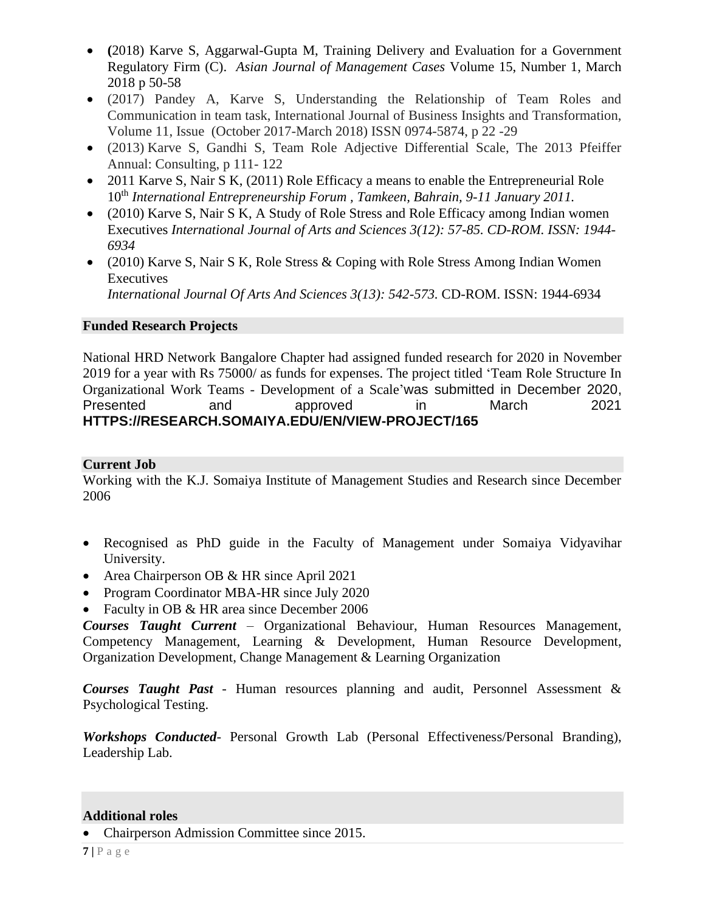- **(**2018) Karve S, Aggarwal-Gupta M, Training Delivery and Evaluation for a Government Regulatory Firm (C). *Asian Journal of Management Cases* Volume 15, Number 1, March 2018 p 50-58
- (2017) Pandey A, Karve S, Understanding the Relationship of Team Roles and Communication in team task, International Journal of Business Insights and Transformation, Volume 11, Issue (October 2017-March 2018) ISSN 0974-5874, p 22 -29
- (2013) Karve S, Gandhi S, Team Role Adjective Differential Scale, The 2013 Pfeiffer Annual: Consulting, p 111- 122
- 2011 Karve S, Nair S K, (2011) Role Efficacy a means to enable the Entrepreneurial Role 10th *International Entrepreneurship Forum , Tamkeen, Bahrain, 9-11 January 2011.*
- (2010) Karve S, Nair S K, A Study of Role Stress and Role Efficacy among Indian women Executives *International Journal of Arts and Sciences 3(12): 57-85. CD-ROM. ISSN: 1944-6934*
- (2010) Karve S, Nair S K, Role Stress & Coping with Role Stress Among Indian Women Executives
  *International Journal Of Arts And Sciences 3(13): 542-573.* CD-ROM. ISSN: 1944-6934

## Funded Research Projects

National HRD Network Bangalore Chapter had assigned funded research for 2020 in November 2019 for a year with Rs 75000/ as funds for expenses. The project titled 'Team Role Structure In Organizational Work Teams - Development of a Scale' was submitted in December 2020, Presented and approved in March 2021 **HTTPS://RESEARCH.SOMAIYA.EDU/EN/VIEW-PROJECT/165**

## Current Job

Working with the K.J. Somaiya Institute of Management Studies and Research since December 2006

- Recognised as PhD guide in the Faculty of Management under Somaiya Vidyavihar University.
- Area Chairperson OB & HR since April 2021
- Program Coordinator MBA-HR since July 2020
- Faculty in OB & HR area since December 2006

***Courses Taught Current*** – Organizational Behaviour, Human Resources Management, Competency Management, Learning & Development, Human Resource Development, Organization Development, Change Management & Learning Organization

***Courses Taught Past*** - Human resources planning and audit, Personnel Assessment & Psychological Testing.

***Workshops Conducted***- Personal Growth Lab (Personal Effectiveness/Personal Branding), Leadership Lab.

## Additional roles

- Chairperson Admission Committee since 2015.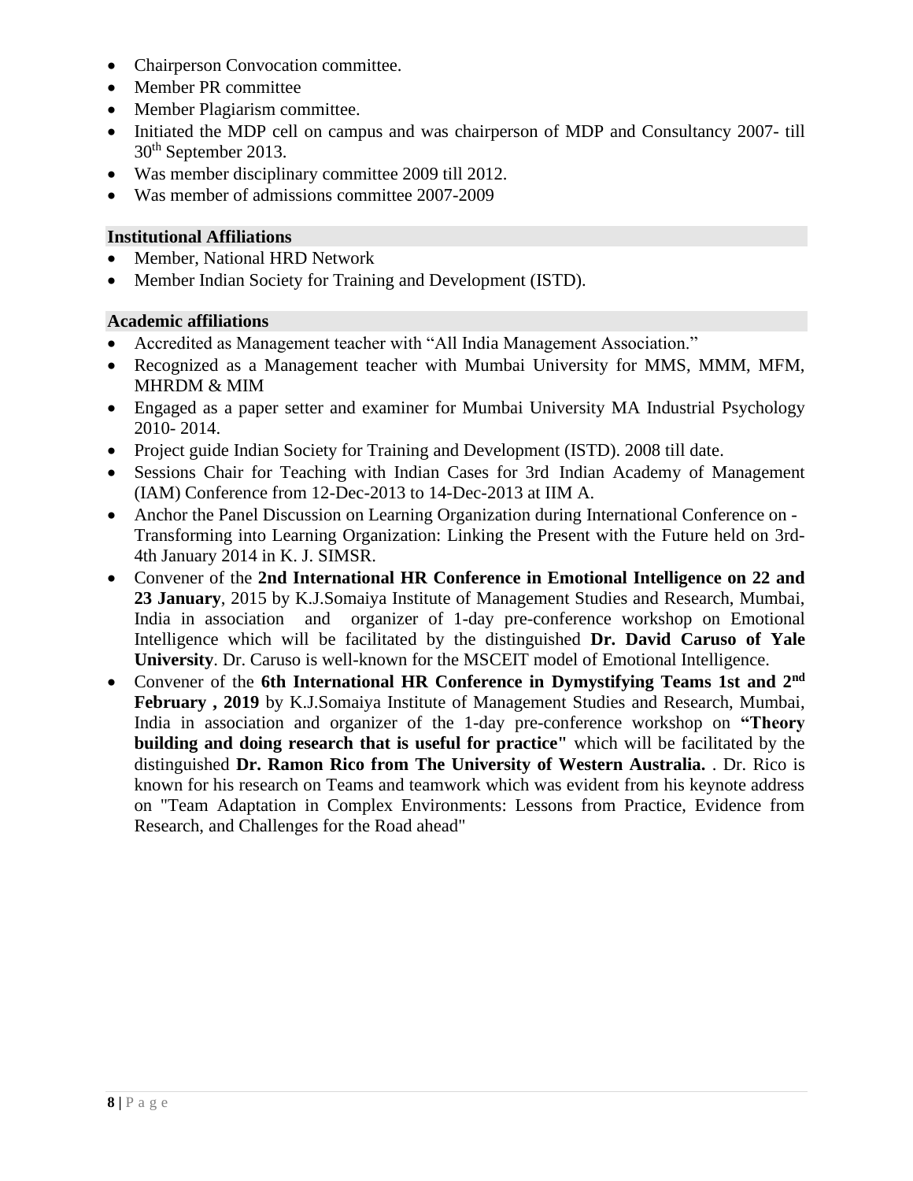- Chairperson Convocation committee.
- Member PR committee
- Member Plagiarism committee.
- Initiated the MDP cell on campus and was chairperson of MDP and Consultancy 2007- till 30th September 2013.
- Was member disciplinary committee 2009 till 2012.
- Was member of admissions committee 2007-2009

### Institutional Affiliations

- Member, National HRD Network
- Member Indian Society for Training and Development (ISTD).

### Academic affiliations

- Accredited as Management teacher with "All India Management Association."
- Recognized as a Management teacher with Mumbai University for MMS, MMM, MFM, MHRDM & MIM
- Engaged as a paper setter and examiner for Mumbai University MA Industrial Psychology 2010- 2014.
- Project guide Indian Society for Training and Development (ISTD). 2008 till date.
- Sessions Chair for Teaching with Indian Cases for 3rd Indian Academy of Management (IAM) Conference from 12-Dec-2013 to 14-Dec-2013 at IIM A.
- Anchor the Panel Discussion on Learning Organization during International Conference on - Transforming into Learning Organization: Linking the Present with the Future held on 3rd-4th January 2014 in K. J. SIMSR.
- Convener of the **2nd International HR Conference in Emotional Intelligence on 22 and 23 January**, 2015 by K.J.Somaiya Institute of Management Studies and Research, Mumbai, India in association and organizer of 1-day pre-conference workshop on Emotional Intelligence which will be facilitated by the distinguished **Dr. David Caruso of Yale University**. Dr. Caruso is well-known for the MSCEIT model of Emotional Intelligence.
- Convener of the **6th International HR Conference in Dymystifying Teams 1st and 2nd February , 2019** by K.J.Somaiya Institute of Management Studies and Research, Mumbai, India in association and organizer of the 1-day pre-conference workshop on **"Theory building and doing research that is useful for practice"** which will be facilitated by the distinguished **Dr. Ramon Rico from The University of Western Australia.** . Dr. Rico is known for his research on Teams and teamwork which was evident from his keynote address on "Team Adaptation in Complex Environments: Lessons from Practice, Evidence from Research, and Challenges for the Road ahead"